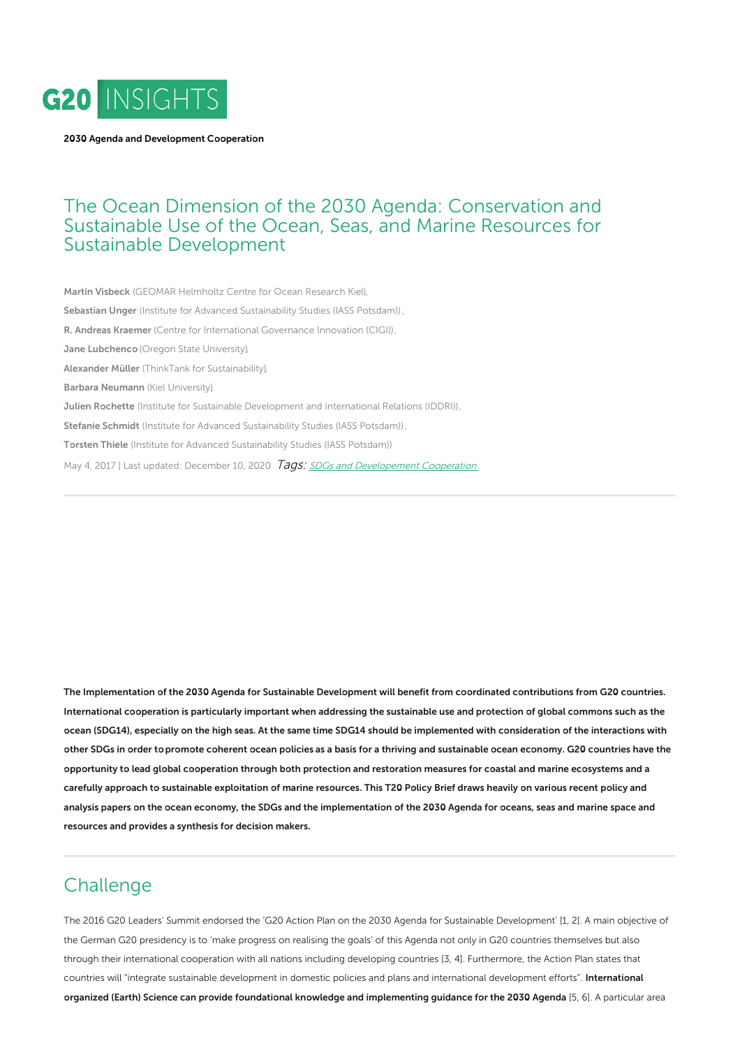G20 INSIGHTS

**2030 Agenda and Development Cooperation**

# The Ocean Dimension of the 2030 Agenda: Conservation and Sustainable Use of the Ocean, Seas, and Marine Resources for Sustainable Development

**Martin Visbeck** (GEOMAR Helmholtz Centre for Ocean Research Kiel),

**Sebastian Unger** (Institute for Advanced Sustainability Studies (IASS Potsdam)),

**R. Andreas Kraemer** (Centre for International Governance Innovation (CIGI)),

**Jane Lubchenco** (Oregon State University),

**Alexander Müller** (ThinkTank for Sustainability),

**Barbara Neumann** (Kiel University)

**Julien Rochette** (Institute for Sustainable Development and International Relations (IDDRI)),

**Stefanie Schmidt** (Institute for Advanced Sustainability Studies (IASS Potsdam)),

**Torsten Thiele** (Institute for Advanced Sustainability Studies (IASS Potsdam))

May 4, 2017 | Last updated: December 10, 2020 *Tags:* *SDGs and Developement Cooperation*

---

**The Implementation of the 2030 Agenda for Sustainable Development will benefit from coordinated contributions from G20 countries. International cooperation is particularly important when addressing the sustainable use and protection of global commons such as the ocean (SDG14), especially on the high seas. At the same time SDG14 should be implemented with consideration of the interactions with other SDGs in order to promote coherent ocean policies as a basis for a thriving and sustainable ocean economy. G20 countries have the opportunity to lead global cooperation through both protection and restoration measures for coastal and marine ecosystems and a carefully approach to sustainable exploitation of marine resources. This T20 Policy Brief draws heavily on various recent policy and analysis papers on the ocean economy, the SDGs and the implementation of the 2030 Agenda for oceans, seas and marine space and resources and provides a synthesis for decision makers.**

---

## Challenge

The 2016 G20 Leaders' Summit endorsed the 'G20 Action Plan on the 2030 Agenda for Sustainable Development' [1, 2]. A main objective of the German G20 presidency is to 'make progress on realising the goals' of this Agenda not only in G20 countries themselves but also through their international cooperation with all nations including developing countries [3, 4]. Furthermore, the Action Plan states that countries will "integrate sustainable development in domestic policies and plans and international development efforts". **International organized (Earth) Science can provide foundational knowledge and implementing guidance for the 2030 Agenda** [5, 6]. A particular area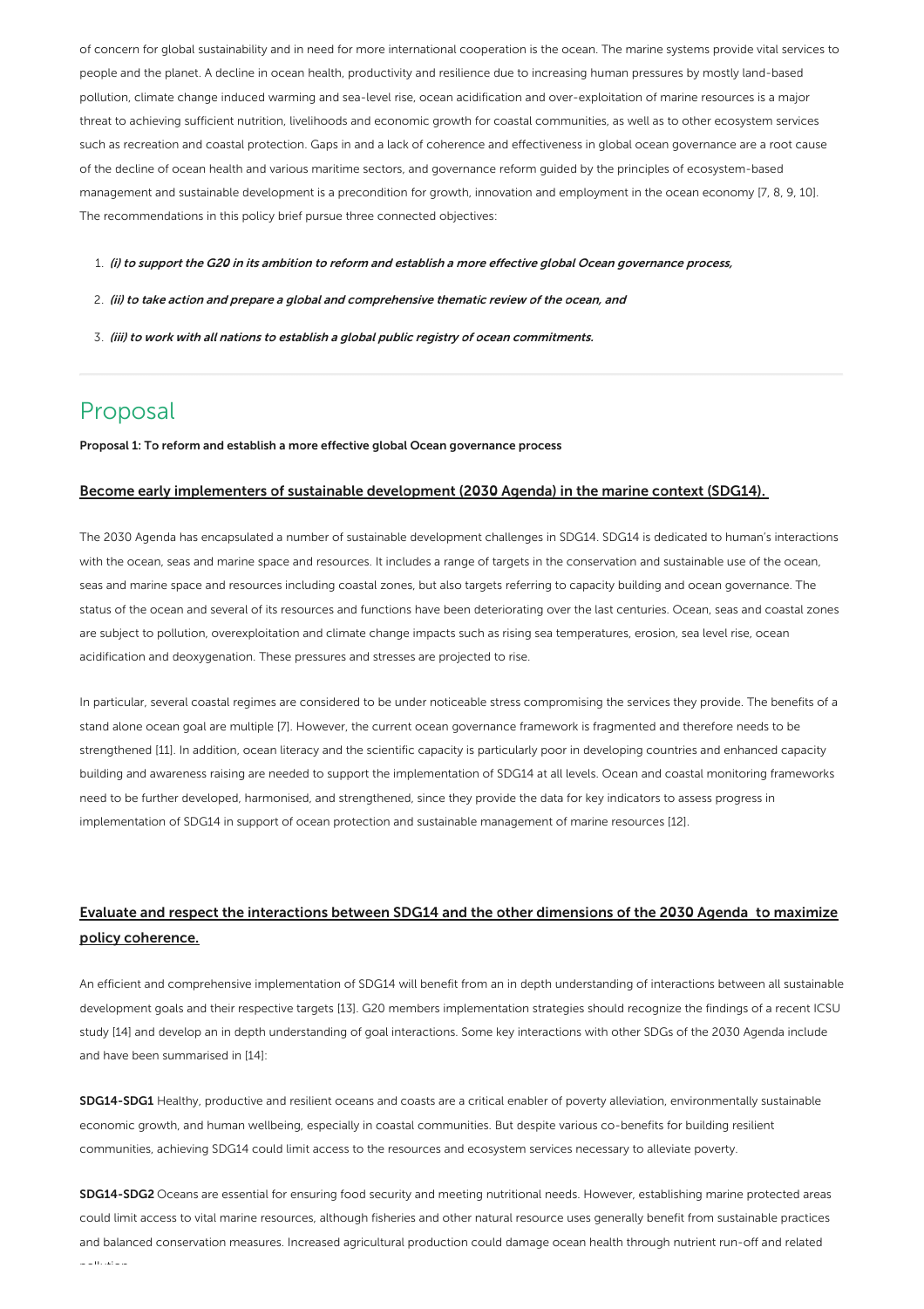of concern for global sustainability and in need for more international cooperation is the ocean. The marine systems provide vital services to people and the planet. A decline in ocean health, productivity and resilience due to increasing human pressures by mostly land-based pollution, climate change induced warming and sea-level rise, ocean acidification and over-exploitation of marine resources is a major threat to achieving sufficient nutrition, livelihoods and economic growth for coastal communities, as well as to other ecosystem services such as recreation and coastal protection. Gaps in and a lack of coherence and effectiveness in global ocean governance are a root cause of the decline of ocean health and various maritime sectors, and governance reform guided by the principles of ecosystem-based management and sustainable development is a precondition for growth, innovation and employment in the ocean economy [7, 8, 9, 10]. The recommendations in this policy brief pursue three connected objectives:

1. ***(i) to support the G20 in its ambition to reform and establish a more effective global Ocean governance process,***
2. ***(ii) to take action and prepare a global and comprehensive thematic review of the ocean, and***
3. ***(iii) to work with all nations to establish a global public registry of ocean commitments.***

---

# Proposal

**Proposal 1: To reform and establish a more effective global Ocean governance process**

## Become early implementers of sustainable development (2030 Agenda) in the marine context (SDG14).

The 2030 Agenda has encapsulated a number of sustainable development challenges in SDG14. SDG14 is dedicated to human's interactions with the ocean, seas and marine space and resources. It includes a range of targets in the conservation and sustainable use of the ocean, seas and marine space and resources including coastal zones, but also targets referring to capacity building and ocean governance. The status of the ocean and several of its resources and functions have been deteriorating over the last centuries. Ocean, seas and coastal zones are subject to pollution, overexploitation and climate change impacts such as rising sea temperatures, erosion, sea level rise, ocean acidification and deoxygenation. These pressures and stresses are projected to rise.

In particular, several coastal regimes are considered to be under noticeable stress compromising the services they provide. The benefits of a stand alone ocean goal are multiple [7]. However, the current ocean governance framework is fragmented and therefore needs to be strengthened [11]. In addition, ocean literacy and the scientific capacity is particularly poor in developing countries and enhanced capacity building and awareness raising are needed to support the implementation of SDG14 at all levels. Ocean and coastal monitoring frameworks need to be further developed, harmonised, and strengthened, since they provide the data for key indicators to assess progress in implementation of SDG14 in support of ocean protection and sustainable management of marine resources [12].

## Evaluate and respect the interactions between SDG14 and the other dimensions of the 2030 Agenda to maximize policy coherence.

An efficient and comprehensive implementation of SDG14 will benefit from an in depth understanding of interactions between all sustainable development goals and their respective targets [13]. G20 members implementation strategies should recognize the findings of a recent ICSU study [14] and develop an in depth understanding of goal interactions. Some key interactions with other SDGs of the 2030 Agenda include and have been summarised in [14]:

**SDG14-SDG1** Healthy, productive and resilient oceans and coasts are a critical enabler of poverty alleviation, environmentally sustainable economic growth, and human wellbeing, especially in coastal communities. But despite various co-benefits for building resilient communities, achieving SDG14 could limit access to the resources and ecosystem services necessary to alleviate poverty.

**SDG14-SDG2** Oceans are essential for ensuring food security and meeting nutritional needs. However, establishing marine protected areas could limit access to vital marine resources, although fisheries and other natural resource uses generally benefit from sustainable practices and balanced conservation measures. Increased agricultural production could damage ocean health through nutrient run-off and related pollution.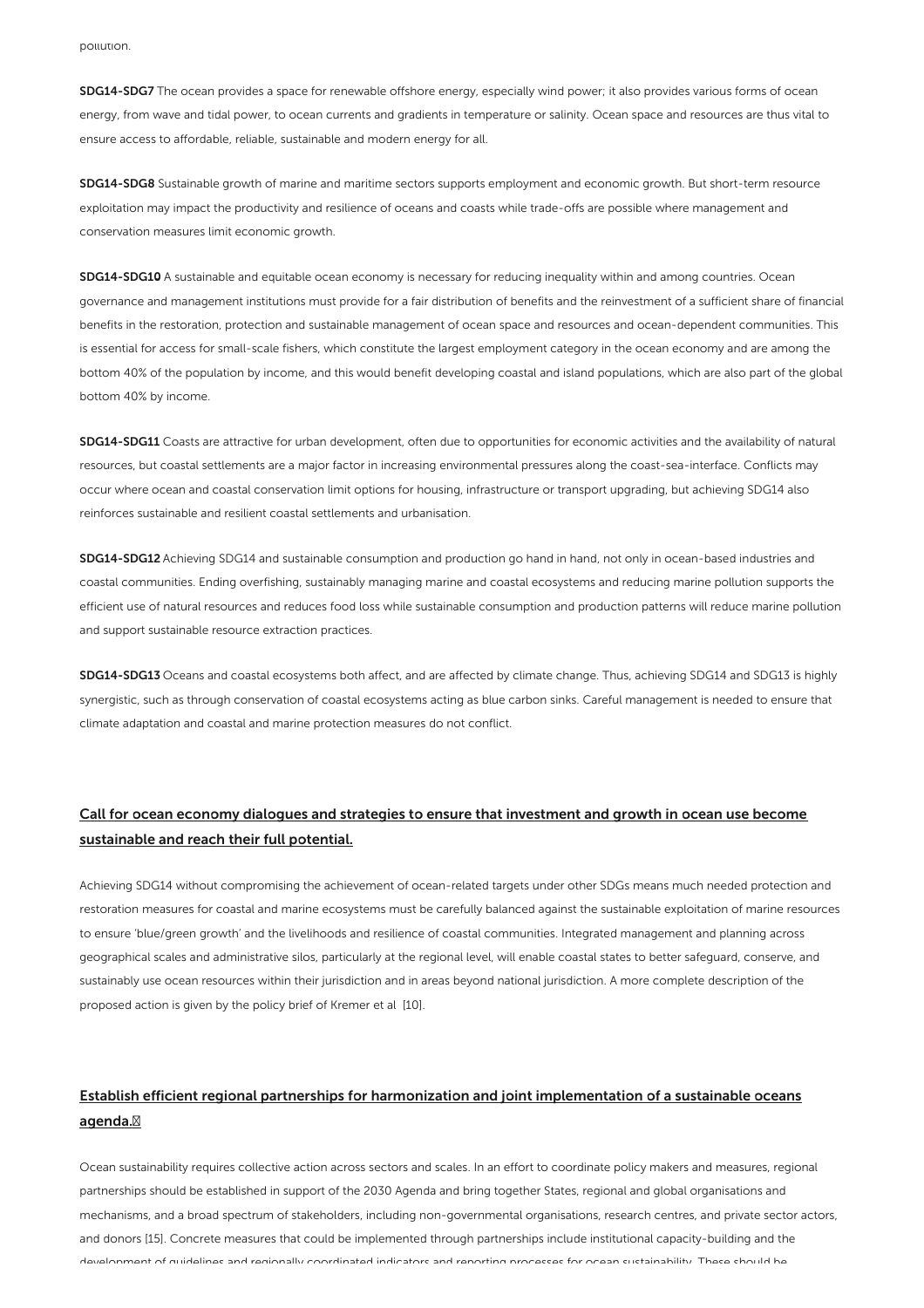pollution.

**SDG14-SDG7** The ocean provides a space for renewable offshore energy, especially wind power; it also provides various forms of ocean energy, from wave and tidal power, to ocean currents and gradients in temperature or salinity. Ocean space and resources are thus vital to ensure access to affordable, reliable, sustainable and modern energy for all.

**SDG14-SDG8** Sustainable growth of marine and maritime sectors supports employment and economic growth. But short-term resource exploitation may impact the productivity and resilience of oceans and coasts while trade-offs are possible where management and conservation measures limit economic growth.

**SDG14-SDG10** A sustainable and equitable ocean economy is necessary for reducing inequality within and among countries. Ocean governance and management institutions must provide for a fair distribution of benefits and the reinvestment of a sufficient share of financial benefits in the restoration, protection and sustainable management of ocean space and resources and ocean-dependent communities. This is essential for access for small-scale fishers, which constitute the largest employment category in the ocean economy and are among the bottom 40% of the population by income, and this would benefit developing coastal and island populations, which are also part of the global bottom 40% by income.

**SDG14-SDG11** Coasts are attractive for urban development, often due to opportunities for economic activities and the availability of natural resources, but coastal settlements are a major factor in increasing environmental pressures along the coast-sea-interface. Conflicts may occur where ocean and coastal conservation limit options for housing, infrastructure or transport upgrading, but achieving SDG14 also reinforces sustainable and resilient coastal settlements and urbanisation.

**SDG14-SDG12** Achieving SDG14 and sustainable consumption and production go hand in hand, not only in ocean-based industries and coastal communities. Ending overfishing, sustainably managing marine and coastal ecosystems and reducing marine pollution supports the efficient use of natural resources and reduces food loss while sustainable consumption and production patterns will reduce marine pollution and support sustainable resource extraction practices.

**SDG14-SDG13** Oceans and coastal ecosystems both affect, and are affected by climate change. Thus, achieving SDG14 and SDG13 is highly synergistic, such as through conservation of coastal ecosystems acting as blue carbon sinks. Careful management is needed to ensure that climate adaptation and coastal and marine protection measures do not conflict.

## Call for ocean economy dialogues and strategies to ensure that investment and growth in ocean use become sustainable and reach their full potential.

Achieving SDG14 without compromising the achievement of ocean-related targets under other SDGs means much needed protection and restoration measures for coastal and marine ecosystems must be carefully balanced against the sustainable exploitation of marine resources to ensure 'blue/green growth' and the livelihoods and resilience of coastal communities. Integrated management and planning across geographical scales and administrative silos, particularly at the regional level, will enable coastal states to better safeguard, conserve, and sustainably use ocean resources within their jurisdiction and in areas beyond national jurisdiction. A more complete description of the proposed action is given by the policy brief of Kremer et al [10].

## Establish efficient regional partnerships for harmonization and joint implementation of a sustainable oceans agenda.

Ocean sustainability requires collective action across sectors and scales. In an effort to coordinate policy makers and measures, regional partnerships should be established in support of the 2030 Agenda and bring together States, regional and global organisations and mechanisms, and a broad spectrum of stakeholders, including non-governmental organisations, research centres, and private sector actors, and donors [15]. Concrete measures that could be implemented through partnerships include institutional capacity-building and the development of guidelines and regionally coordinated indicators and reporting processes for ocean sustainability. These should be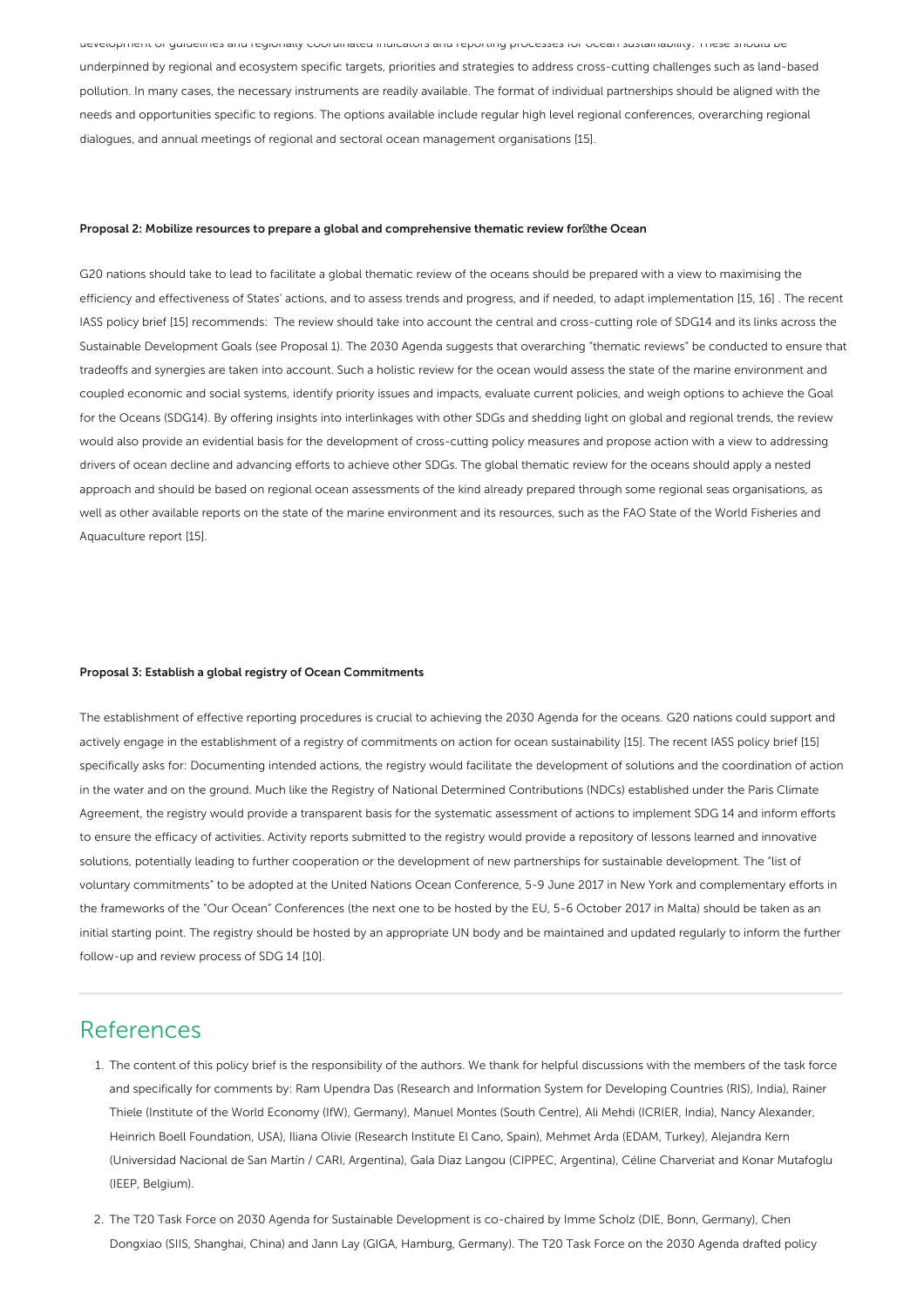development of guidelines and regionally coordinated indicators and reporting processes for ocean sustainability. These should be underpinned by regional and ecosystem specific targets, priorities and strategies to address cross-cutting challenges such as land-based pollution. In many cases, the necessary instruments are readily available. The format of individual partnerships should be aligned with the needs and opportunities specific to regions. The options available include regular high level regional conferences, overarching regional dialogues, and annual meetings of regional and sectoral ocean management organisations [15].

#### Proposal 2: Mobilize resources to prepare a global and comprehensive thematic review for the Ocean

G20 nations should take to lead to facilitate a global thematic review of the oceans should be prepared with a view to maximising the efficiency and effectiveness of States' actions, and to assess trends and progress, and if needed, to adapt implementation [15, 16] . The recent IASS policy brief [15] recommends: The review should take into account the central and cross-cutting role of SDG14 and its links across the Sustainable Development Goals (see Proposal 1). The 2030 Agenda suggests that overarching "thematic reviews" be conducted to ensure that tradeoffs and synergies are taken into account. Such a holistic review for the ocean would assess the state of the marine environment and coupled economic and social systems, identify priority issues and impacts, evaluate current policies, and weigh options to achieve the Goal for the Oceans (SDG14). By offering insights into interlinkages with other SDGs and shedding light on global and regional trends, the review would also provide an evidential basis for the development of cross-cutting policy measures and propose action with a view to addressing drivers of ocean decline and advancing efforts to achieve other SDGs. The global thematic review for the oceans should apply a nested approach and should be based on regional ocean assessments of the kind already prepared through some regional seas organisations, as well as other available reports on the state of the marine environment and its resources, such as the FAO State of the World Fisheries and Aquaculture report [15].

#### Proposal 3: Establish a global registry of Ocean Commitments

The establishment of effective reporting procedures is crucial to achieving the 2030 Agenda for the oceans. G20 nations could support and actively engage in the establishment of a registry of commitments on action for ocean sustainability [15]. The recent IASS policy brief [15] specifically asks for: Documenting intended actions, the registry would facilitate the development of solutions and the coordination of action in the water and on the ground. Much like the Registry of National Determined Contributions (NDCs) established under the Paris Climate Agreement, the registry would provide a transparent basis for the systematic assessment of actions to implement SDG 14 and inform efforts to ensure the efficacy of activities. Activity reports submitted to the registry would provide a repository of lessons learned and innovative solutions, potentially leading to further cooperation or the development of new partnerships for sustainable development. The "list of voluntary commitments" to be adopted at the United Nations Ocean Conference, 5-9 June 2017 in New York and complementary efforts in the frameworks of the "Our Ocean" Conferences (the next one to be hosted by the EU, 5-6 October 2017 in Malta) should be taken as an initial starting point. The registry should be hosted by an appropriate UN body and be maintained and updated regularly to inform the further follow-up and review process of SDG 14 [10].

## References

1. The content of this policy brief is the responsibility of the authors. We thank for helpful discussions with the members of the task force and specifically for comments by: Ram Upendra Das (Research and Information System for Developing Countries (RIS), India), Rainer Thiele (Institute of the World Economy (IfW), Germany), Manuel Montes (South Centre), Ali Mehdi (ICRIER, India), Nancy Alexander, Heinrich Boell Foundation, USA), Iliana Olivie (Research Institute El Cano, Spain), Mehmet Arda (EDAM, Turkey), Alejandra Kern (Universidad Nacional de San Martín / CARI, Argentina), Gala Diaz Langou (CIPPEC, Argentina), Céline Charveriat and Konar Mutafoglu (IEEP, Belgium).
2. The T20 Task Force on 2030 Agenda for Sustainable Development is co-chaired by Imme Scholz (DIE, Bonn, Germany), Chen Dongxiao (SIIS, Shanghai, China) and Jann Lay (GIGA, Hamburg, Germany). The T20 Task Force on the 2030 Agenda drafted policy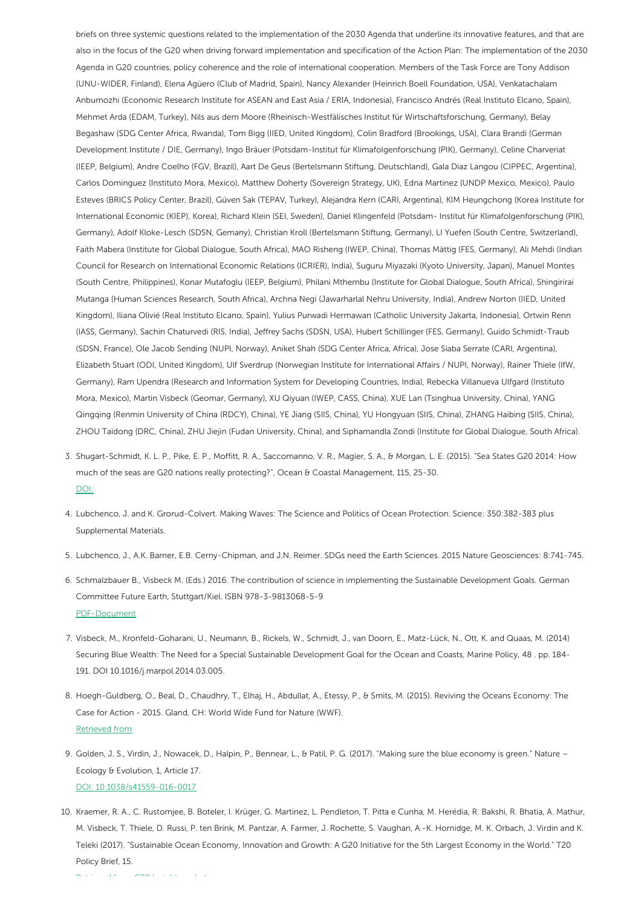briefs on three systemic questions related to the implementation of the 2030 Agenda that underline its innovative features, and that are also in the focus of the G20 when driving forward implementation and specification of the Action Plan: The implementation of the 2030 Agenda in G20 countries, policy coherence and the role of international cooperation. Members of the Task Force are Tony Addison (UNU-WIDER, Finland), Elena Agüero (Club of Madrid, Spain), Nancy Alexander (Heinrich Boell Foundation, USA), Venkatachalam Anbumozhi (Economic Research Institute for ASEAN and East Asia / ERIA, Indonesia), Francisco Andrés (Real Instituto Elcano, Spain), Mehmet Arda (EDAM, Turkey), Nils aus dem Moore (Rheinisch-Westfälisches Institut für Wirtschaftsforschung, Germany), Belay Begashaw (SDG Center Africa, Rwanda), Tom Bigg (IIED, United Kingdom), Colin Bradford (Brookings, USA), Clara Brandi (German Development Institute / DIE, Germany), Ingo Bräuer (Potsdam-Institut für Klimafolgenforschung (PIK), Germany), Celine Charveriat (IEEP, Belgium), Andre Coelho (FGV, Brazil), Aart De Geus (Bertelsmann Stiftung, Deutschland), Gala Diaz Langou (CIPPEC, Argentina), Carlos Dominguez (Instituto Mora, Mexico), Matthew Doherty (Sovereign Strategy, UK), Edna Martinez (UNDP Mexico, Mexico), Paulo Esteves (BRICS Policy Center, Brazil), Güven Sak (TEPAV, Turkey), Alejandra Kern (CARI, Argentina), KIM Heungchong (Korea Institute for International Economic (KIEP), Korea), Richard Klein (SEI, Sweden), Daniel Klingenfeld (Potsdam- Institut für Klimafolgenforschung (PIK), Germany), Adolf Kloke-Lesch (SDSN, Gemany), Christian Kroll (Bertelsmann Stiftung, Germany), LI Yuefen (South Centre, Switzerland), Faith Mabera (Institute for Global Dialogue, South Africa), MAO Risheng (IWEP, China), Thomas Mättig (FES, Germany), Ali Mehdi (Indian Council for Research on International Economic Relations (ICRIER), India), Suguru Miyazaki (Kyoto University, Japan), Manuel Montes (South Centre, Philippines), Konar Mutafoglu (IEEP, Belgium), Philani Mthembu (Institute for Global Dialogue, South Africa), Shingirirai Mutanga (Human Sciences Research, South Africa), Archna Negi (Jawarharlal Nehru University, India), Andrew Norton (IIED, United Kingdom), Iliana Olivié (Real Instituto Elcano, Spain), Yulius Purwadi Hermawan (Catholic University Jakarta, Indonesia), Ortwin Renn (IASS, Germany), Sachin Chaturvedi (RIS, India), Jeffrey Sachs (SDSN, USA), Hubert Schillinger (FES, Germany), Guido Schmidt-Traub (SDSN, France), Ole Jacob Sending (NUPI, Norway), Aniket Shah (SDG Center Africa, Africa), Jose Siaba Serrate (CARI, Argentina), Elizabeth Stuart (ODI, United Kingdom), Ulf Sverdrup (Norwegian Institute for International Affairs / NUPI, Norway), Rainer Thiele (IfW, Germany), Ram Upendra (Research and Information System for Developing Countries, India), Rebecka Villanueva Ulfgard (Instituto Mora, Mexico), Martin Visbeck (Geomar, Germany), XU Qiyuan (IWEP, CASS, China), XUE Lan (Tsinghua University, China), YANG Qingqing (Renmin University of China (RDCY), China), YE Jiang (SIIS, China), YU Hongyuan (SIIS, China), ZHANG Haibing (SIIS, China), ZHOU Taidong (DRC, China), ZHU Jiejin (Fudan University, China), and Siphamandla Zondi (Institute for Global Dialogue, South Africa).

3. Shugart-Schmidt, K. L. P., Pike, E. P., Moffitt, R. A., Saccomanno, V. R., Magier, S. A., & Morgan, L. E. (2015). "Sea States G20 2014: How much of the seas are G20 nations really protecting?", Ocean & Coastal Management, 115, 25-30.
   DOI:
4. Lubchenco, J. and K. Grorud-Colvert. Making Waves: The Science and Politics of Ocean Protection. Science: 350:382-383 plus Supplemental Materials.
5. Lubchenco, J., A.K. Barner, E.B. Cerny-Chipman, and J.N. Reimer. SDGs need the Earth Sciences. 2015 Nature Geosciences: 8:741-745.
6. Schmalzbauer B., Visbeck M. (Eds.) 2016. The contribution of science in implementing the Sustainable Development Goals. German Committee Future Earth, Stuttgart/Kiel. ISBN 978-3-9813068-5-9
   PDF-Document
7. Visbeck, M., Kronfeld-Goharani, U., Neumann, B., Rickels, W., Schmidt, J., van Doorn, E., Matz-Lück, N., Ott, K. and Quaas, M. (2014) Securing Blue Wealth: The Need for a Special Sustainable Development Goal for the Ocean and Coasts, Marine Policy, 48 . pp. 184-191. DOI 10.1016/j.marpol.2014.03.005.
8. Hoegh-Guldberg, O., Beal, D., Chaudhry, T., Elhaj, H., Abdullat, A., Etessy, P., & Smits, M. (2015). Reviving the Oceans Economy: The Case for Action - 2015. Gland, CH: World Wide Fund for Nature (WWF).
   Retrieved from
9. Golden, J. S., Virdin, J., Nowacek, D., Halpin, P., Bennear, L., & Patil, P. G. (2017). "Making sure the blue economy is green." Nature – Ecology & Evolution, 1, Article 17.
   DOI: 10.1038/s41559-016-0017
10. Kraemer, R. A., C. Rustomjee, B. Boteler, I. Krüger, G. Martinez, L. Pendleton, T. Pitta e Cunha, M. Herédia, R. Bakshi, R. Bhatia, A. Mathur, M. Visbeck, T. Thiele, D. Russi, P. ten Brink, M. Pantzar, A. Farmer, J. Rochette, S. Vaughan, A.-K. Hornidge, M. K. Orbach, J. Virdin and K. Teleki (2017). "Sustainable Ocean Economy, Innovation and Growth: A G20 Initiative for the 5th Largest Economy in the World." T20 Policy Brief, 15.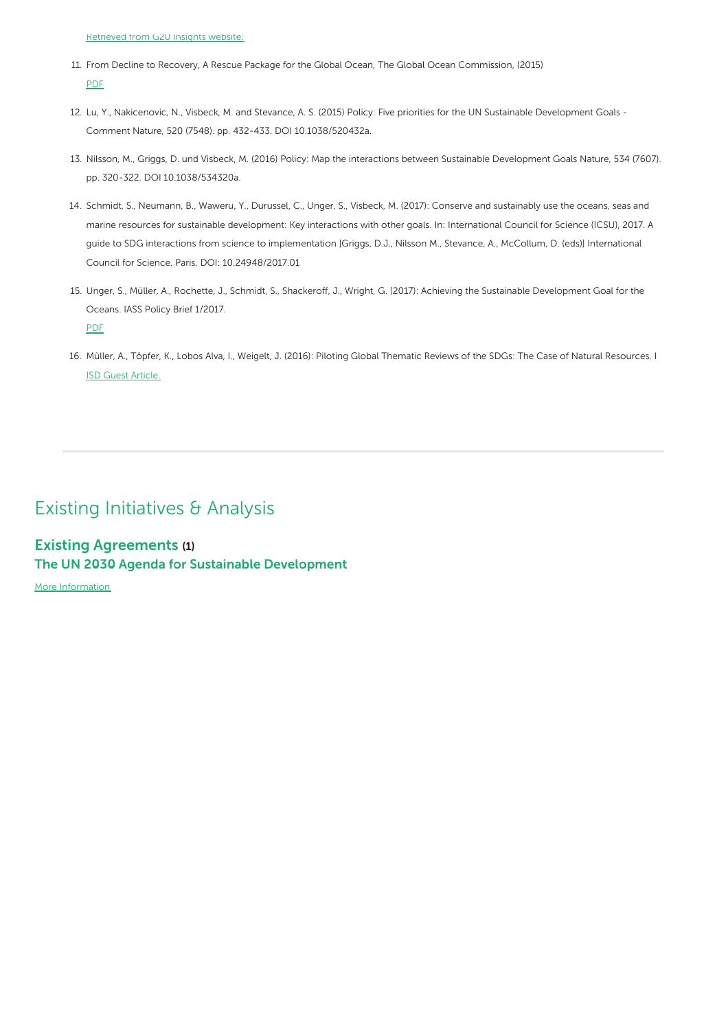Retrieved from G20 Insights website:

11. From Decline to Recovery, A Rescue Package for the Global Ocean, The Global Ocean Commission, (2015)
    PDF

12. Lu, Y., Nakicenovic, N., Visbeck, M. and Stevance, A. S. (2015) Policy: Five priorities for the UN Sustainable Development Goals - Comment Nature, 520 (7548). pp. 432-433. DOI 10.1038/520432a.

13. Nilsson, M., Griggs, D. und Visbeck, M. (2016) Policy: Map the interactions between Sustainable Development Goals Nature, 534 (7607). pp. 320-322. DOI 10.1038/534320a.

14. Schmidt, S., Neumann, B., Waweru, Y., Durussel, C., Unger, S., Visbeck, M. (2017): Conserve and sustainably use the oceans, seas and marine resources for sustainable development: Key interactions with other goals. In: International Council for Science (ICSU), 2017. A guide to SDG interactions from science to implementation [Griggs, D.J., Nilsson M., Stevance, A., McCollum, D. (eds)] International Council for Science, Paris. DOI: 10.24948/2017.01

15. Unger, S., Müller, A., Rochette, J., Schmidt, S., Shackeroff, J., Wright, G. (2017): Achieving the Sustainable Development Goal for the Oceans. IASS Policy Brief 1/2017.
    PDF

16. Müller, A., Töpfer, K., Lobos Alva, I., Weigelt, J. (2016): Piloting Global Thematic Reviews of the SDGs: The Case of Natural Resources. I
    ISD Guest Article.

---

# Existing Initiatives & Analysis

## Existing Agreements (1)

### The UN 2030 Agenda for Sustainable Development

More Information